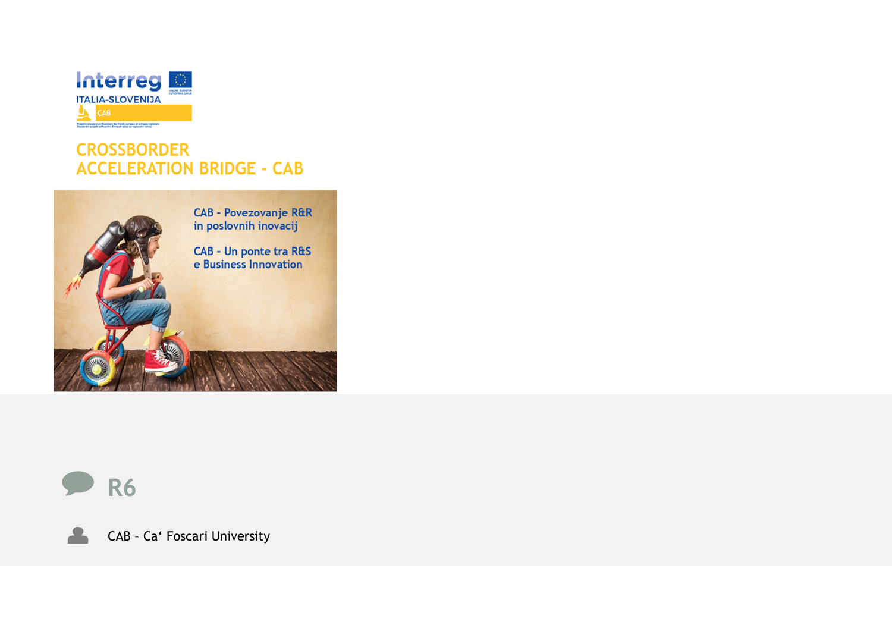# CROSSBORDER ACCELERATION BRIDGE - CAB

CAB - Povezovanje R&R in poslovnih inovacij

CAB - Un ponte tra R&S e Business Innovation

## R6

CAB – Ca' Foscari University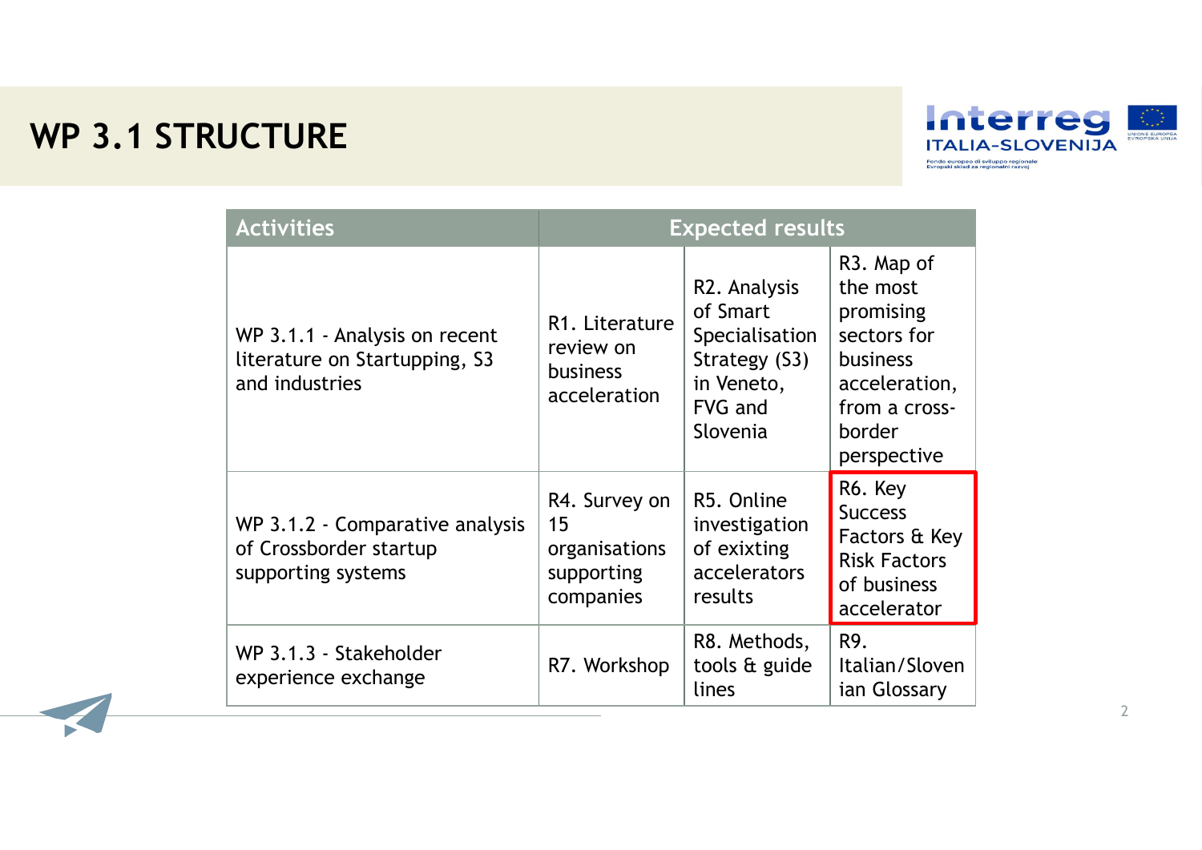# WP 3.1 STRUCTURE

| Activities | Expected results | | |
|---|---|---|---|
| WP 3.1.1 - Analysis on recent literature on Startupping, S3 and industries | R1. Literature review on business acceleration | R2. Analysis of Smart Specialisation Strategy (S3) in Veneto, FVG and Slovenia | R3. Map of the most promising sectors for business acceleration, from a cross-border perspective |
| WP 3.1.2 - Comparative analysis of Crossborder startup supporting systems | R4. Survey on 15 organisations supporting companies | R5. Online investigation of exixting accelerators results | R6. Key Success Factors & Key Risk Factors of business accelerator |
| WP 3.1.3 - Stakeholder experience exchange | R7. Workshop | R8. Methods, tools & guide lines | R9. Italian/Slovenian Glossary |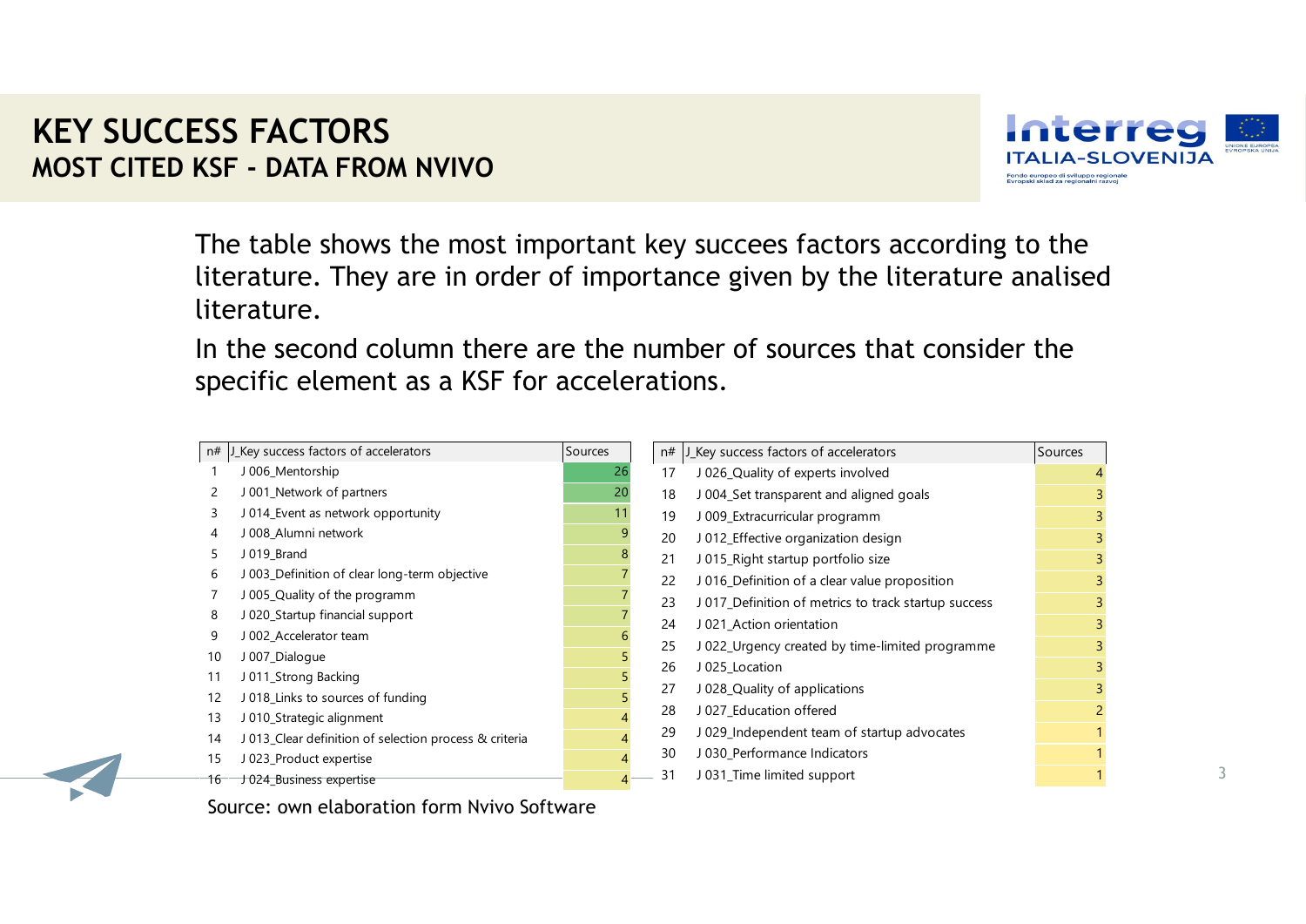# KEY SUCCESS FACTORS

## MOST CITED KSF - DATA FROM NVIVO

The table shows the most important key succees factors according to the literature. They are in order of importance given by the literature analised literature.

In the second column there are the number of sources that consider the specific element as a KSF for accelerations.

| n# | J_Key success factors of accelerators | Sources |
|---|---|---|
| 1 | J 006_Mentorship | 26 |
| 2 | J 001_Network of partners | 20 |
| 3 | J 014_Event as network opportunity | 11 |
| 4 | J 008_Alumni network | 9 |
| 5 | J 019_Brand | 8 |
| 6 | J 003_Definition of clear long-term objective | 7 |
| 7 | J 005_Quality of the programm | 7 |
| 8 | J 020_Startup financial support | 7 |
| 9 | J 002_Accelerator team | 6 |
| 10 | J 007_Dialogue | 5 |
| 11 | J 011_Strong Backing | 5 |
| 12 | J 018_Links to sources of funding | 5 |
| 13 | J 010_Strategic alignment | 4 |
| 14 | J 013_Clear definition of selection process & criteria | 4 |
| 15 | J 023_Product expertise | 4 |
| 16 | J 024_Business expertise | 4 |
| 17 | J 026_Quality of experts involved | 4 |
| 18 | J 004_Set transparent and aligned goals | 3 |
| 19 | J 009_Extracurricular programm | 3 |
| 20 | J 012_Effective organization design | 3 |
| 21 | J 015_Right startup portfolio size | 3 |
| 22 | J 016_Definition of a clear value proposition | 3 |
| 23 | J 017_Definition of metrics to track startup success | 3 |
| 24 | J 021_Action orientation | 3 |
| 25 | J 022_Urgency created by time-limited programme | 3 |
| 26 | J 025_Location | 3 |
| 27 | J 028_Quality of applications | 3 |
| 28 | J 027_Education offered | 2 |
| 29 | J 029_Independent team of startup advocates | 1 |
| 30 | J 030_Performance Indicators | 1 |
| 31 | J 031_Time limited support | 1 |

Source: own elaboration form Nvivo Software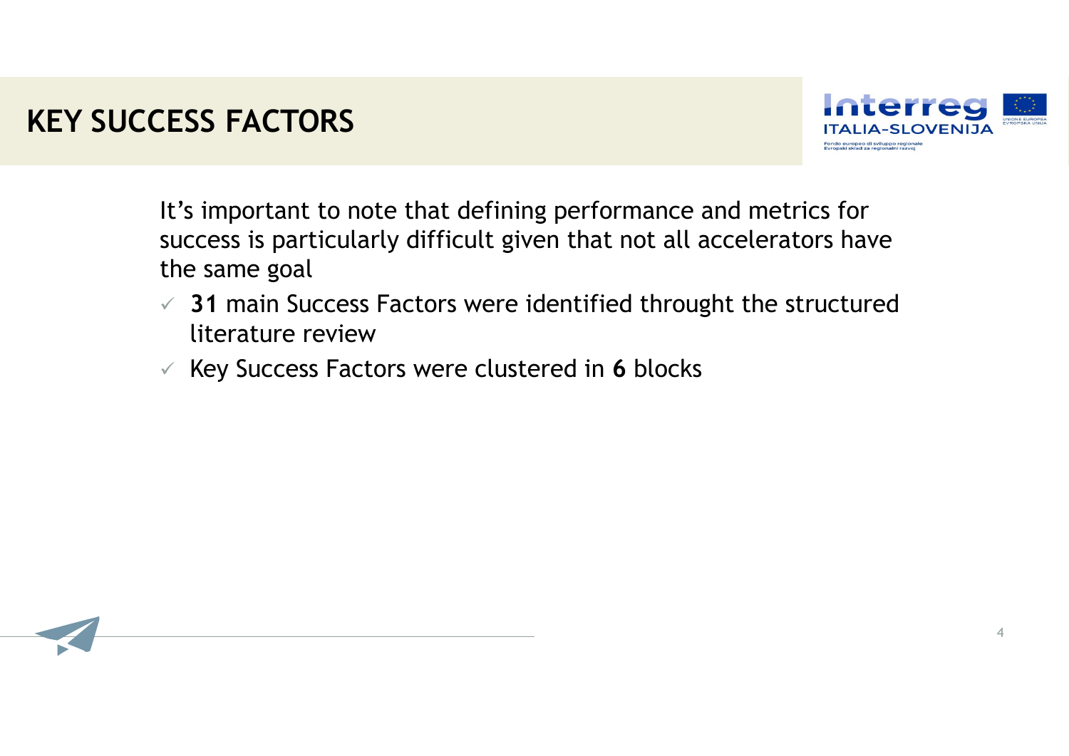# KEY SUCCESS FACTORS

It’s important to note that defining performance and metrics for success is particularly difficult given that not all accelerators have the same goal

- ✓ **31** main Success Factors were identified throught the structured literature review
- ✓ Key Success Factors were clustered in **6** blocks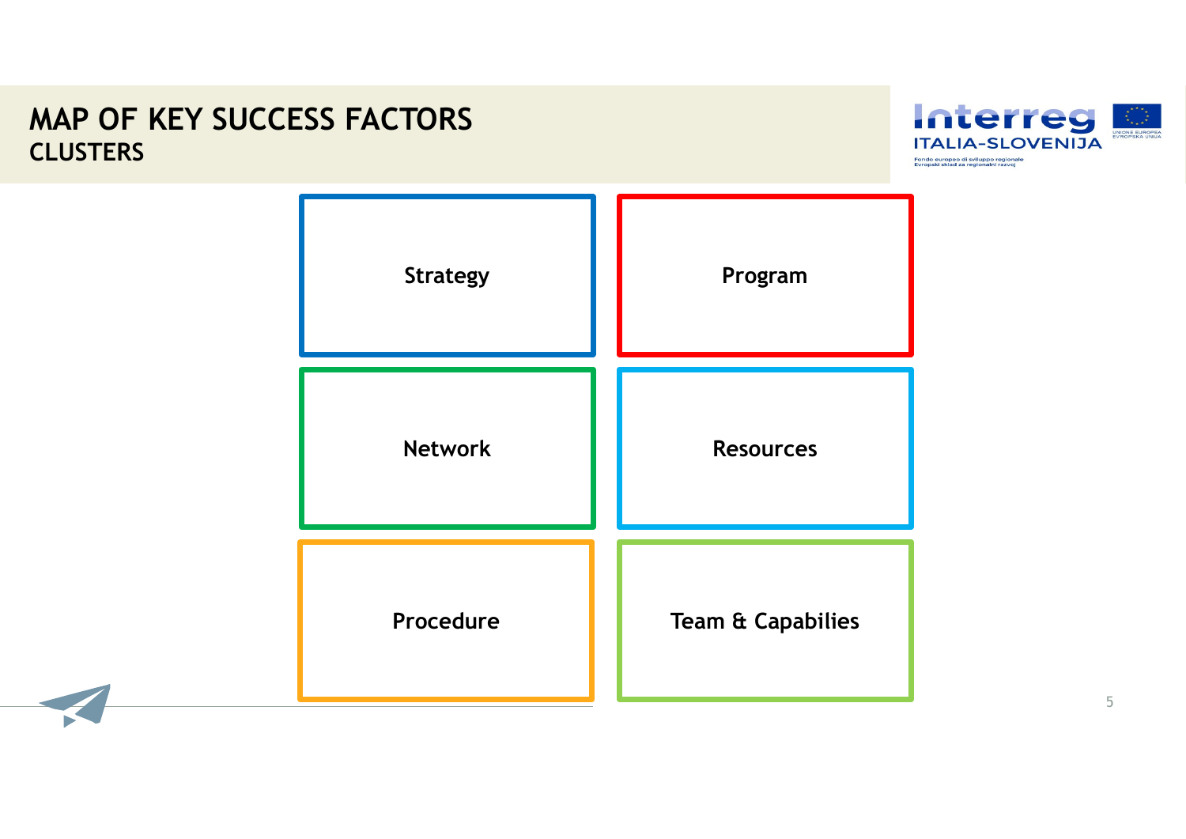# MAP OF KEY SUCCESS FACTORS

## CLUSTERS

- Strategy
- Program
- Network
- Resources
- Procedure
- Team & Capabilies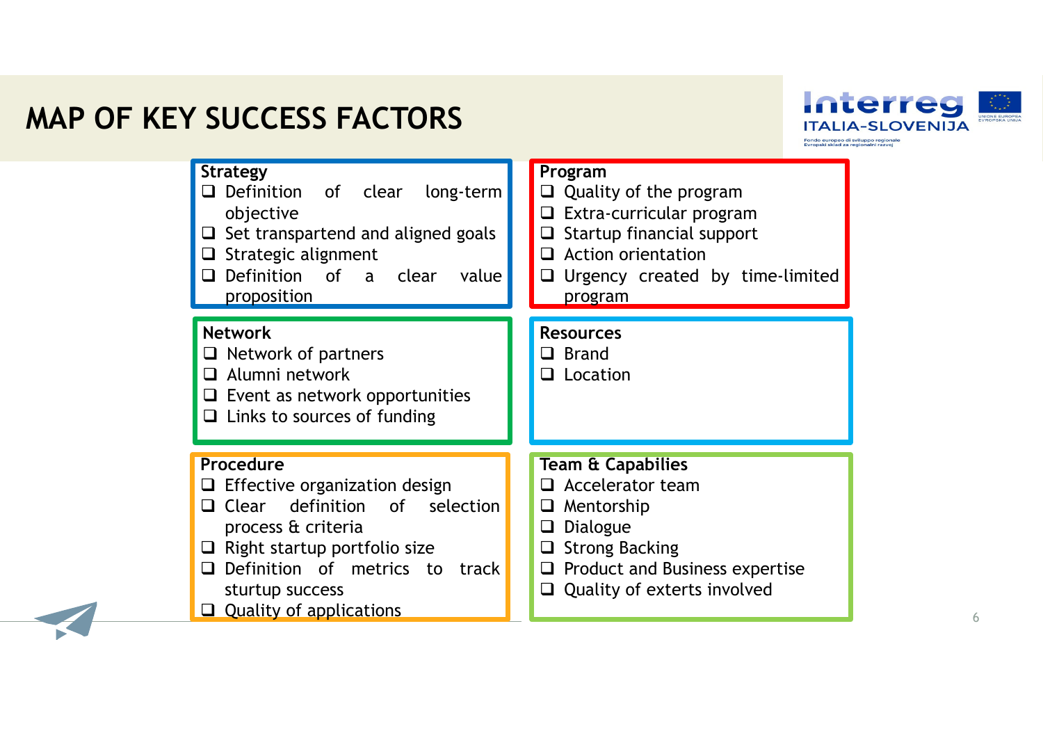# MAP OF KEY SUCCESS FACTORS

**Strategy**

- Definition of clear long-term objective
- Set transpartend and aligned goals
- Strategic alignment
- Definition of a clear value proposition

**Program**

- Quality of the program
- Extra-curricular program
- Startup financial support
- Action orientation
- Urgency created by time-limited program

**Network**

- Network of partners
- Alumni network
- Event as network opportunities
- Links to sources of funding

**Resources**

- Brand
- Location

**Procedure**

- Effective organization design
- Clear definition of selection process & criteria
- Right startup portfolio size
- Definition of metrics to track sturtup success
- Quality of applications

**Team & Capabilies**

- Accelerator team
- Mentorship
- Dialogue
- Strong Backing
- Product and Business expertise
- Quality of exterts involved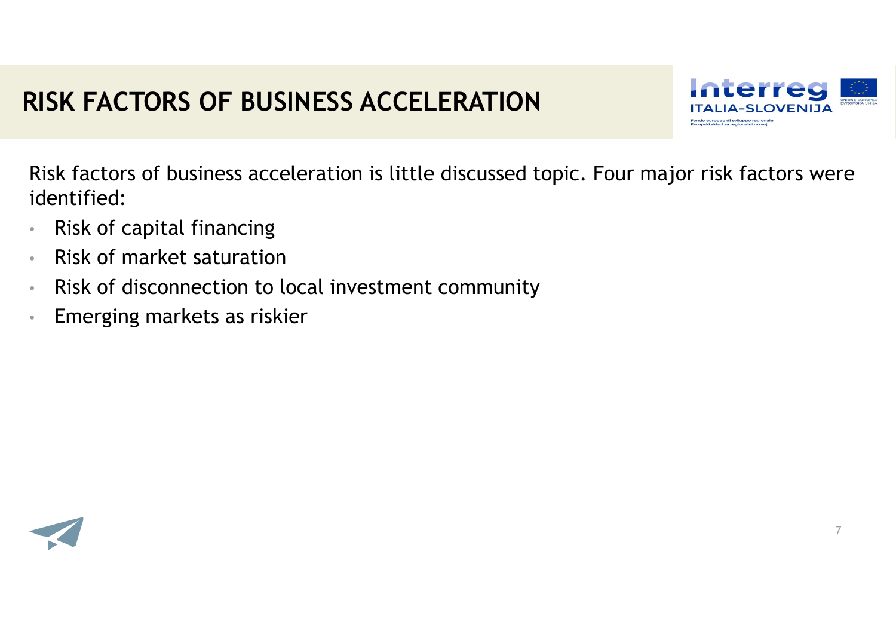# RISK FACTORS OF BUSINESS ACCELERATION

Risk factors of business acceleration is little discussed topic. Four major risk factors were identified:

- Risk of capital financing
- Risk of market saturation
- Risk of disconnection to local investment community
- Emerging markets as riskier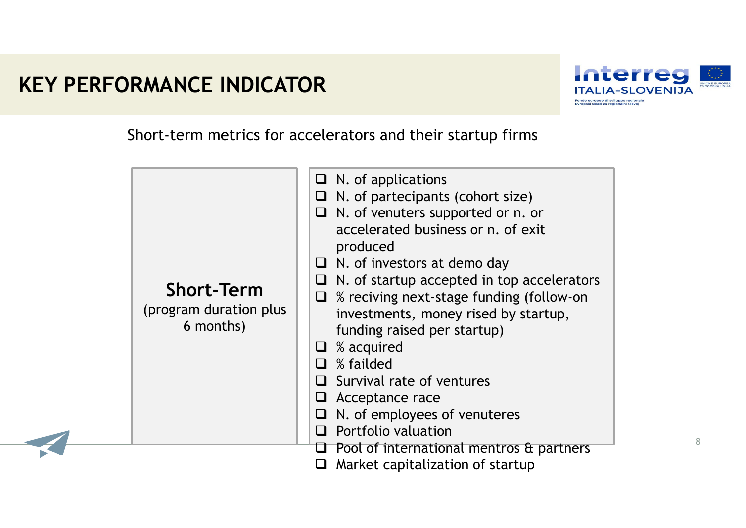# KEY PERFORMANCE INDICATOR

Short-term metrics for accelerators and their startup firms

| **Short-Term** (program duration plus 6 months) | - N. of applications<br>- N. of partecipants (cohort size)<br>- N. of venuters supported or n. or accelerated business or n. of exit produced<br>- N. of investors at demo day<br>- N. of startup accepted in top accelerators<br>- % reciving next-stage funding (follow-on investments, money rised by startup, funding raised per startup)<br>- % acquired<br>- % failded<br>- Survival rate of ventures<br>- Acceptance race<br>- N. of employees of venuteres<br>- Portfolio valuation<br>- Pool of international mentros & partners<br>- Market capitalization of startup |
|---|---|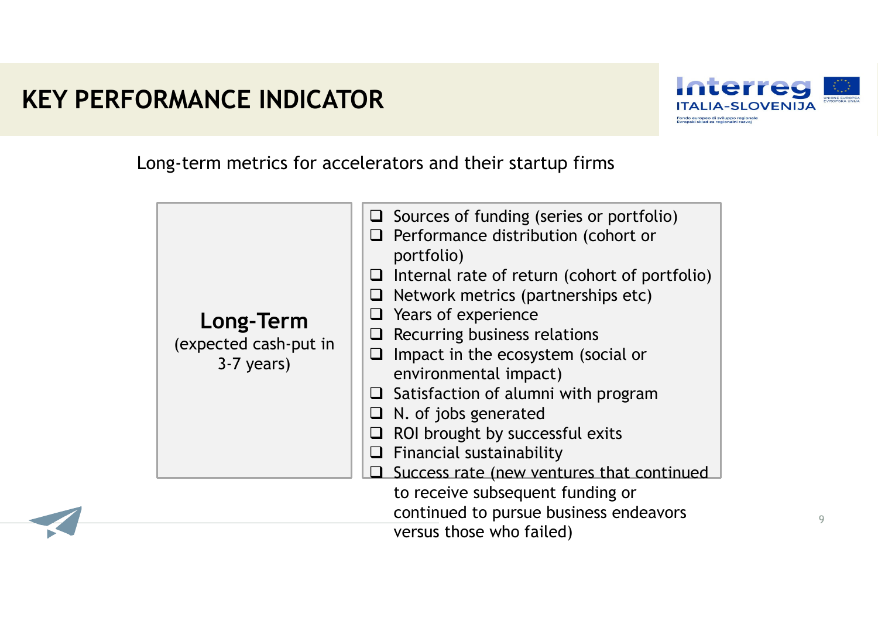# KEY PERFORMANCE INDICATOR

Long-term metrics for accelerators and their startup firms

| **Long-Term** (expected cash-put in 3-7 years) | <ul><li>Sources of funding (series or portfolio)</li><li>Performance distribution (cohort or portfolio)</li><li>Internal rate of return (cohort of portfolio)</li><li>Network metrics (partnerships etc)</li><li>Years of experience</li><li>Recurring business relations</li><li>Impact in the ecosystem (social or environmental impact)</li><li>Satisfaction of alumni with program</li><li>N. of jobs generated</li><li>ROI brought by successful exits</li><li>Financial sustainability</li><li>Success rate (new ventures that continued to receive subsequent funding or continued to pursue business endeavors versus those who failed)</li></ul> |
|---|---|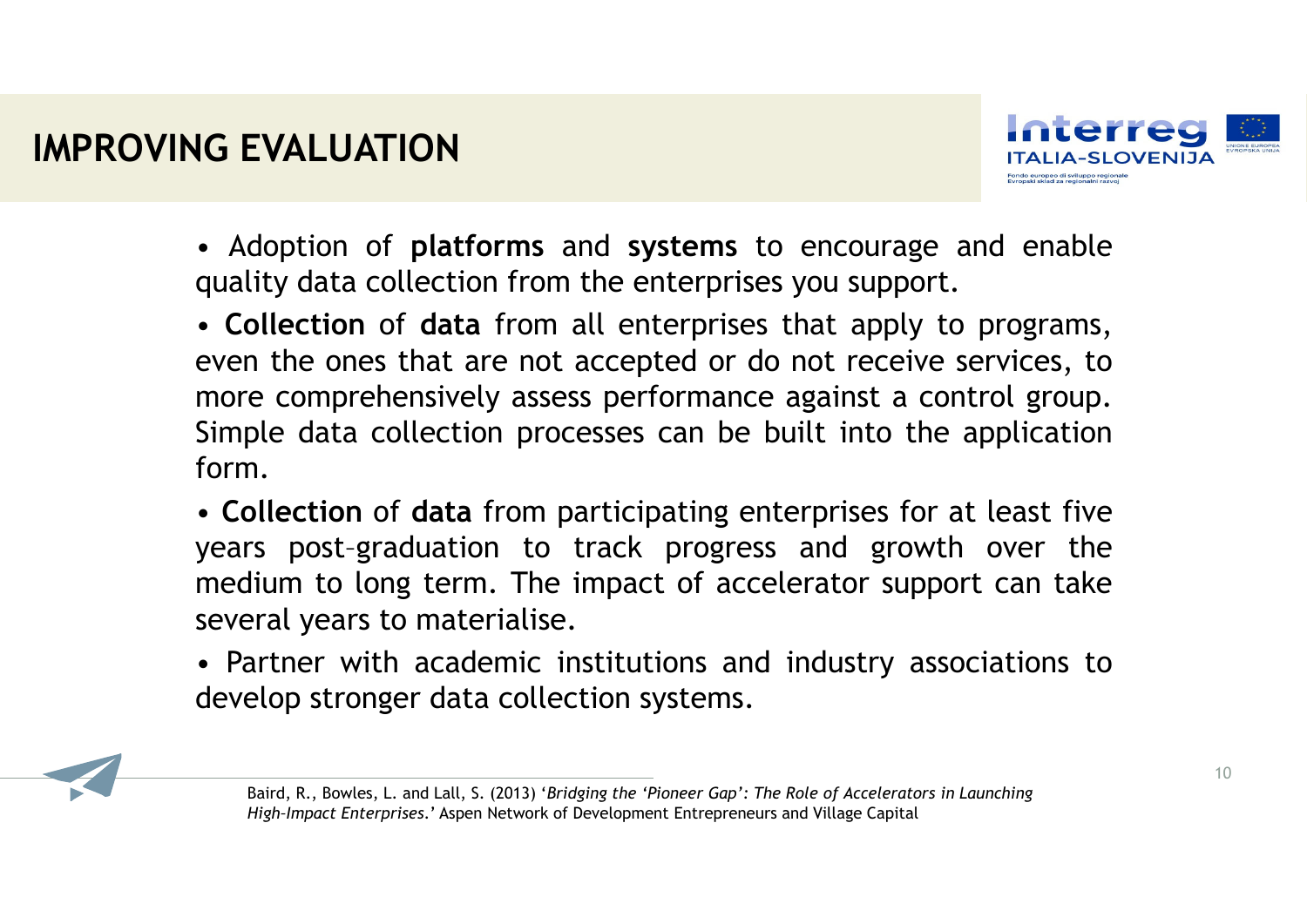# IMPROVING EVALUATION

- Adoption of **platforms** and **systems** to encourage and enable quality data collection from the enterprises you support.
- **Collection** of **data** from all enterprises that apply to programs, even the ones that are not accepted or do not receive services, to more comprehensively assess performance against a control group. Simple data collection processes can be built into the application form.
- **Collection** of **data** from participating enterprises for at least five years post-graduation to track progress and growth over the medium to long term. The impact of accelerator support can take several years to materialise.
- Partner with academic institutions and industry associations to develop stronger data collection systems.

Baird, R., Bowles, L. and Lall, S. (2013) '*Bridging the 'Pioneer Gap': The Role of Accelerators in Launching High-Impact Enterprises*.' Aspen Network of Development Entrepreneurs and Village Capital